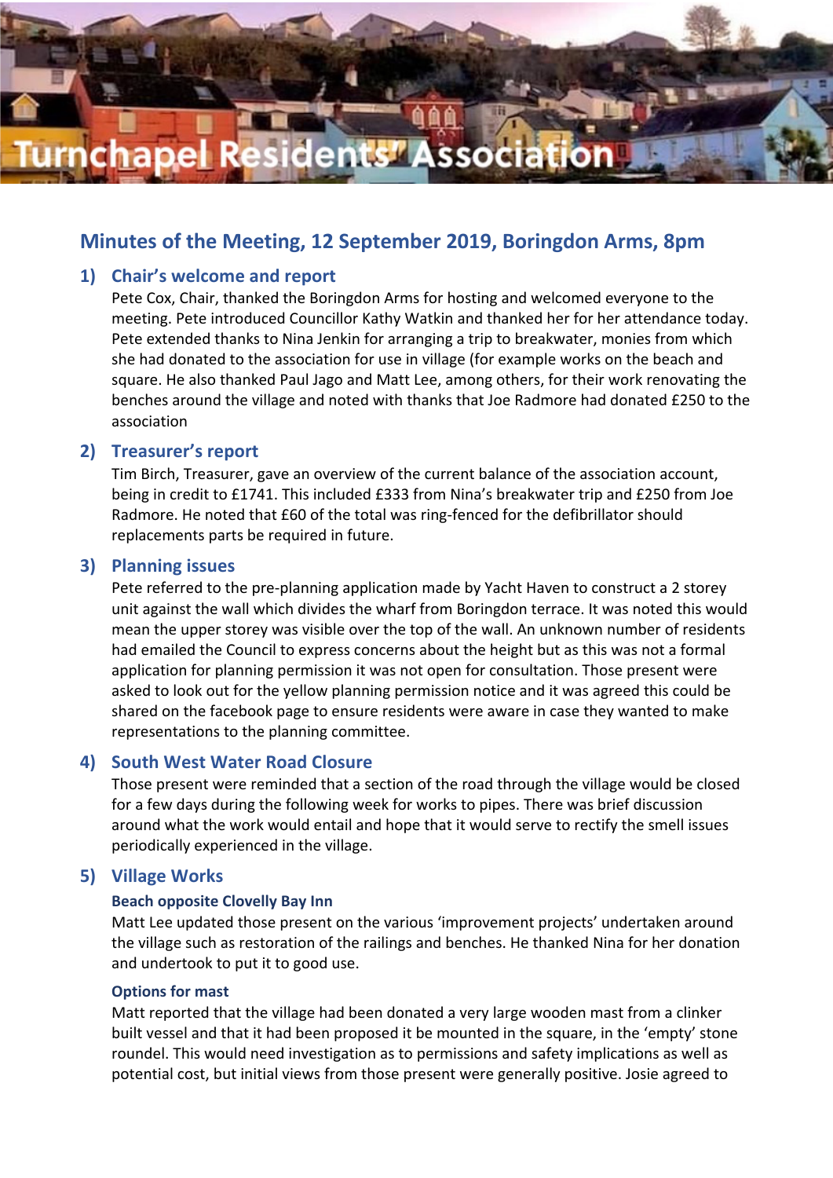Turnchapel Residents' Association

## Minutes of the Meeting, 12 September 2019, Boringdon Arms, 8pm

### 1) Chair's welcome and report

Pete Cox, Chair, thanked the Boringdon Arms for hosting and welcomed everyone to the meeting. Pete introduced Councillor Kathy Watkin and thanked her for her attendance today. Pete extended thanks to Nina Jenkin for arranging a trip to breakwater, monies from which she had donated to the association for use in village (for example works on the beach and square. He also thanked Paul Jago and Matt Lee, among others, for their work renovating the benches around the village and noted with thanks that Joe Radmore had donated £250 to the association

### 2) Treasurer's report

Tim Birch, Treasurer, gave an overview of the current balance of the association account, being in credit to £1741. This included £333 from Nina's breakwater trip and £250 from Joe Radmore. He noted that £60 of the total was ring-fenced for the defibrillator should replacements parts be required in future.

### 3) Planning issues

Pete referred to the pre-planning application made by Yacht Haven to construct a 2 storey unit against the wall which divides the wharf from Boringdon terrace. It was noted this would mean the upper storey was visible over the top of the wall. An unknown number of residents had emailed the Council to express concerns about the height but as this was not a formal application for planning permission it was not open for consultation. Those present were asked to look out for the yellow planning permission notice and it was agreed this could be shared on the facebook page to ensure residents were aware in case they wanted to make representations to the planning committee.

### 4) South West Water Road Closure

Those present were reminded that a section of the road through the village would be closed for a few days during the following week for works to pipes. There was brief discussion around what the work would entail and hope that it would serve to rectify the smell issues periodically experienced in the village.

### 5) Village Works

#### Beach opposite Clovelly Bay Inn

Matt Lee updated those present on the various 'improvement projects' undertaken around the village such as restoration of the railings and benches. He thanked Nina for her donation and undertook to put it to good use.

#### Options for mast

Matt reported that the village had been donated a very large wooden mast from a clinker built vessel and that it had been proposed it be mounted in the square, in the 'empty' stone roundel. This would need investigation as to permissions and safety implications as well as potential cost, but initial views from those present were generally positive. Josie agreed to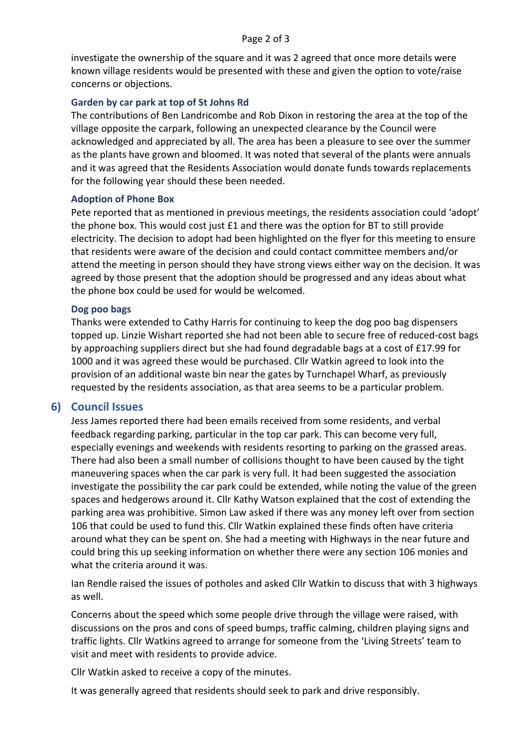investigate the ownership of the square and it was 2 agreed that once more details were known village residents would be presented with these and given the option to vote/raise concerns or objections.

### Garden by car park at top of St Johns Rd

The contributions of Ben Landricombe and Rob Dixon in restoring the area at the top of the village opposite the carpark, following an unexpected clearance by the Council were acknowledged and appreciated by all. The area has been a pleasure to see over the summer as the plants have grown and bloomed. It was noted that several of the plants were annuals and it was agreed that the Residents Association would donate funds towards replacements for the following year should these been needed.

### Adoption of Phone Box

Pete reported that as mentioned in previous meetings, the residents association could 'adopt' the phone box. This would cost just £1 and there was the option for BT to still provide electricity. The decision to adopt had been highlighted on the flyer for this meeting to ensure that residents were aware of the decision and could contact committee members and/or attend the meeting in person should they have strong views either way on the decision. It was agreed by those present that the adoption should be progressed and any ideas about what the phone box could be used for would be welcomed.

### Dog poo bags

Thanks were extended to Cathy Harris for continuing to keep the dog poo bag dispensers topped up. Linzie Wishart reported she had not been able to secure free of reduced-cost bags by approaching suppliers direct but she had found degradable bags at a cost of £17.99 for 1000 and it was agreed these would be purchased. Cllr Watkin agreed to look into the provision of an additional waste bin near the gates by Turnchapel Wharf, as previously requested by the residents association, as that area seems to be a particular problem.

## 6) Council Issues

Jess James reported there had been emails received from some residents, and verbal feedback regarding parking, particular in the top car park. This can become very full, especially evenings and weekends with residents resorting to parking on the grassed areas. There had also been a small number of collisions thought to have been caused by the tight maneuvering spaces when the car park is very full. It had been suggested the association investigate the possibility the car park could be extended, while noting the value of the green spaces and hedgerows around it. Cllr Kathy Watson explained that the cost of extending the parking area was prohibitive. Simon Law asked if there was any money left over from section 106 that could be used to fund this. Cllr Watkin explained these finds often have criteria around what they can be spent on. She had a meeting with Highways in the near future and could bring this up seeking information on whether there were any section 106 monies and what the criteria around it was.

Ian Rendle raised the issues of potholes and asked Cllr Watkin to discuss that with 3 highways as well.

Concerns about the speed which some people drive through the village were raised, with discussions on the pros and cons of speed bumps, traffic calming, children playing signs and traffic lights. Cllr Watkins agreed to arrange for someone from the 'Living Streets' team to visit and meet with residents to provide advice.

Cllr Watkin asked to receive a copy of the minutes.

It was generally agreed that residents should seek to park and drive responsibly.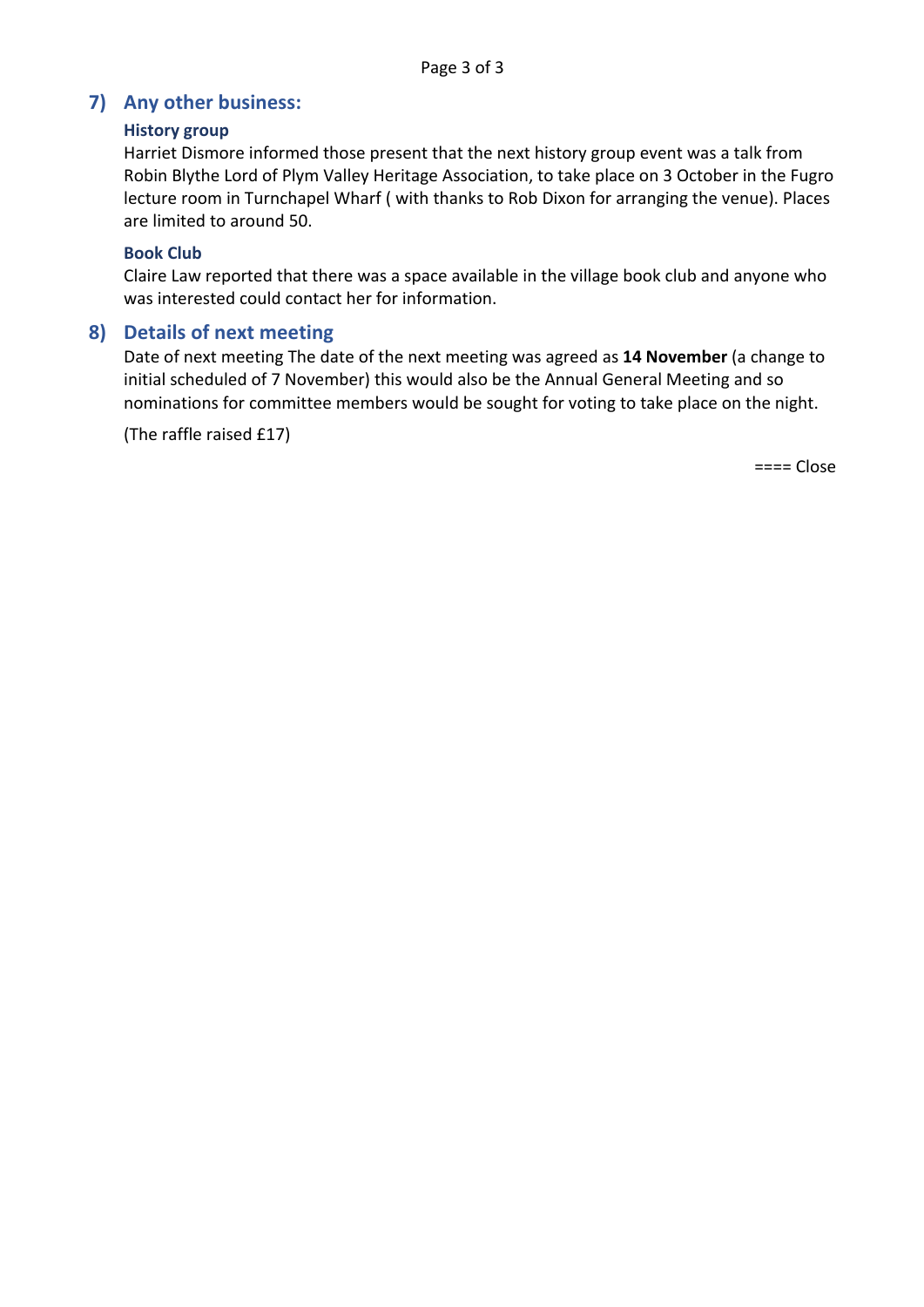## 7) Any other business:

### History group

Harriet Dismore informed those present that the next history group event was a talk from Robin Blythe Lord of Plym Valley Heritage Association, to take place on 3 October in the Fugro lecture room in Turnchapel Wharf ( with thanks to Rob Dixon for arranging the venue). Places are limited to around 50.

### Book Club

Claire Law reported that there was a space available in the village book club and anyone who was interested could contact her for information.

## 8) Details of next meeting

Date of next meeting The date of the next meeting was agreed as **14 November** (a change to initial scheduled of 7 November) this would also be the Annual General Meeting and so nominations for committee members would be sought for voting to take place on the night.

(The raffle raised £17)

==== Close